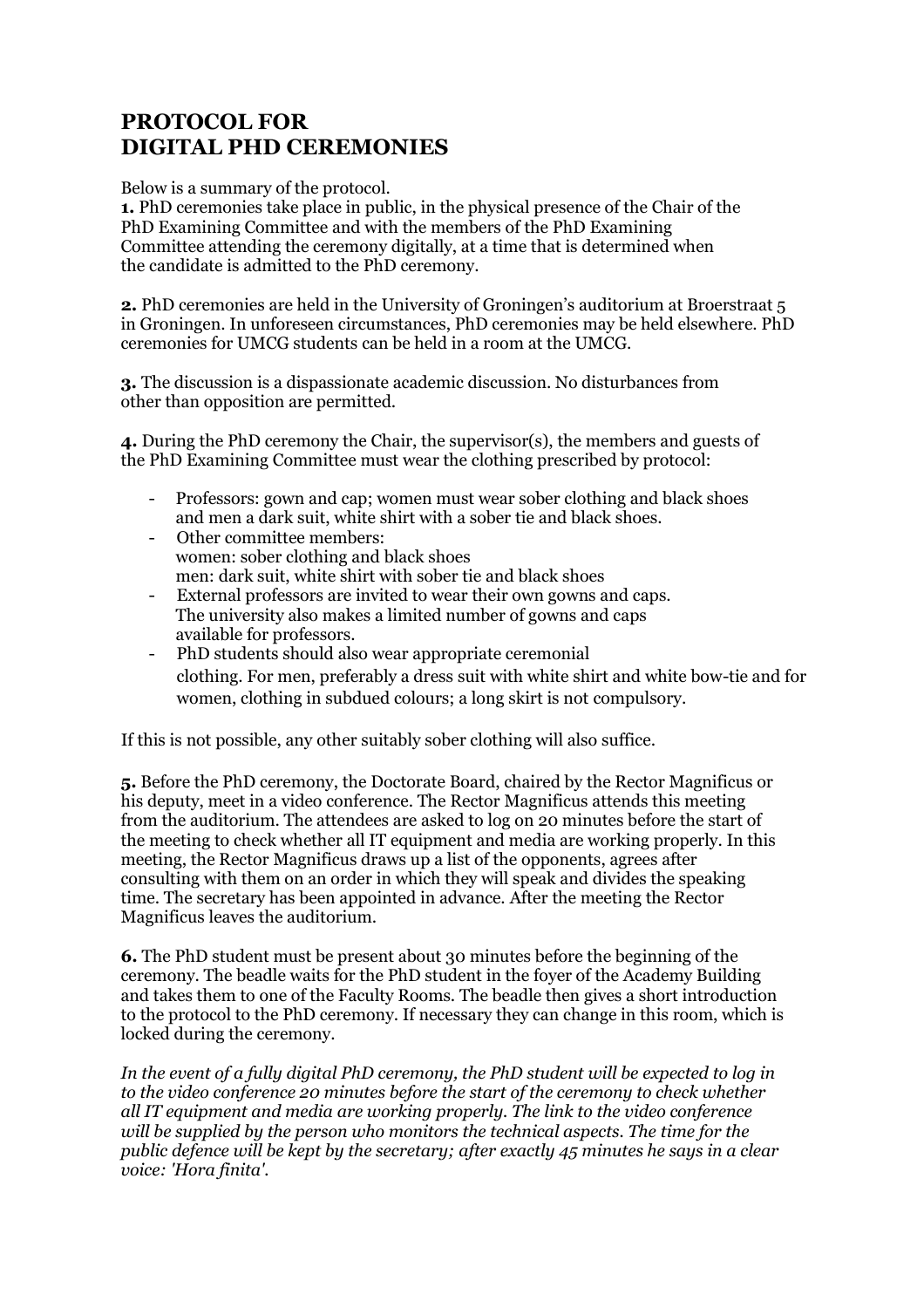# PROTOCOL FOR DIGITAL PHD CEREMONIES

Below is a summary of the protocol.

**1.** PhD ceremonies take place in public, in the physical presence of the Chair of the PhD Examining Committee and with the members of the PhD Examining Committee attending the ceremony digitally, at a time that is determined when the candidate is admitted to the PhD ceremony.

**2.** PhD ceremonies are held in the University of Groningen's auditorium at Broerstraat 5 in Groningen. In unforeseen circumstances, PhD ceremonies may be held elsewhere. PhD ceremonies for UMCG students can be held in a room at the UMCG.

**3.** The discussion is a dispassionate academic discussion. No disturbances from other than opposition are permitted.

**4.** During the PhD ceremony the Chair, the supervisor(s), the members and guests of the PhD Examining Committee must wear the clothing prescribed by protocol:

- Professors: gown and cap; women must wear sober clothing and black shoes and men a dark suit, white shirt with a sober tie and black shoes.
- Other committee members:
  women: sober clothing and black shoes
  men: dark suit, white shirt with sober tie and black shoes
- External professors are invited to wear their own gowns and caps. The university also makes a limited number of gowns and caps available for professors.
- PhD students should also wear appropriate ceremonial clothing. For men, preferably a dress suit with white shirt and white bow-tie and for women, clothing in subdued colours; a long skirt is not compulsory.

If this is not possible, any other suitably sober clothing will also suffice.

**5.** Before the PhD ceremony, the Doctorate Board, chaired by the Rector Magnificus or his deputy, meet in a video conference. The Rector Magnificus attends this meeting from the auditorium. The attendees are asked to log on 20 minutes before the start of the meeting to check whether all IT equipment and media are working properly. In this meeting, the Rector Magnificus draws up a list of the opponents, agrees after consulting with them on an order in which they will speak and divides the speaking time. The secretary has been appointed in advance. After the meeting the Rector Magnificus leaves the auditorium.

**6.** The PhD student must be present about 30 minutes before the beginning of the ceremony. The beadle waits for the PhD student in the foyer of the Academy Building and takes them to one of the Faculty Rooms. The beadle then gives a short introduction to the protocol to the PhD ceremony. If necessary they can change in this room, which is locked during the ceremony.

*In the event of a fully digital PhD ceremony, the PhD student will be expected to log in to the video conference 20 minutes before the start of the ceremony to check whether all IT equipment and media are working properly. The link to the video conference will be supplied by the person who monitors the technical aspects. The time for the public defence will be kept by the secretary; after exactly 45 minutes he says in a clear voice: 'Hora finita'.*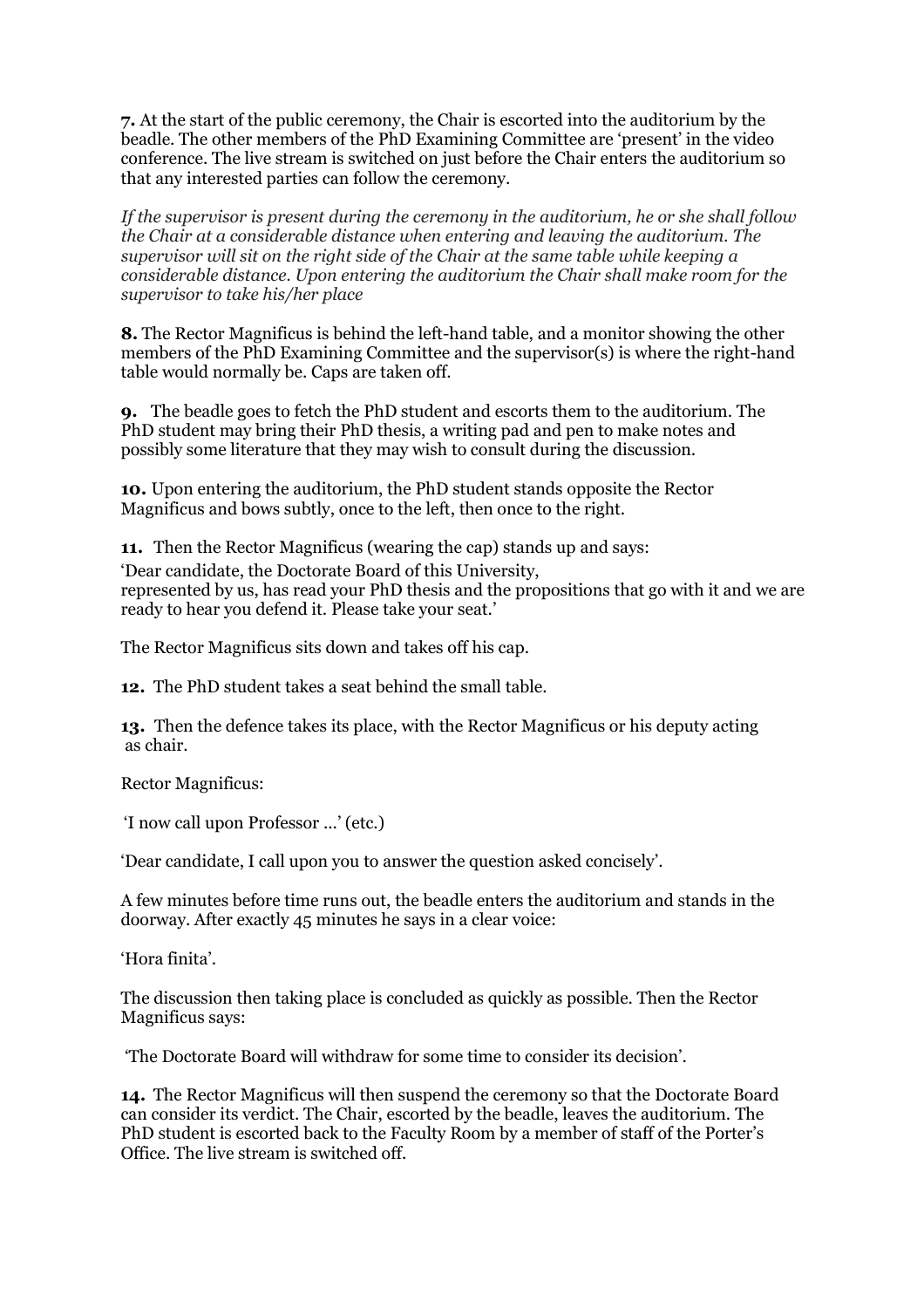**7.** At the start of the public ceremony, the Chair is escorted into the auditorium by the beadle. The other members of the PhD Examining Committee are 'present' in the video conference. The live stream is switched on just before the Chair enters the auditorium so that any interested parties can follow the ceremony.

*If the supervisor is present during the ceremony in the auditorium, he or she shall follow the Chair at a considerable distance when entering and leaving the auditorium. The supervisor will sit on the right side of the Chair at the same table while keeping a considerable distance. Upon entering the auditorium the Chair shall make room for the supervisor to take his/her place*

**8.** The Rector Magnificus is behind the left-hand table, and a monitor showing the other members of the PhD Examining Committee and the supervisor(s) is where the right-hand table would normally be. Caps are taken off.

**9.** The beadle goes to fetch the PhD student and escorts them to the auditorium. The PhD student may bring their PhD thesis, a writing pad and pen to make notes and possibly some literature that they may wish to consult during the discussion.

**10.** Upon entering the auditorium, the PhD student stands opposite the Rector Magnificus and bows subtly, once to the left, then once to the right.

**11.** Then the Rector Magnificus (wearing the cap) stands up and says:

'Dear candidate, the Doctorate Board of this University,
represented by us, has read your PhD thesis and the propositions that go with it and we are ready to hear you defend it. Please take your seat.'

The Rector Magnificus sits down and takes off his cap.

**12.** The PhD student takes a seat behind the small table.

**13.** Then the defence takes its place, with the Rector Magnificus or his deputy acting as chair.

Rector Magnificus:

'I now call upon Professor ...' (etc.)

'Dear candidate, I call upon you to answer the question asked concisely'.

A few minutes before time runs out, the beadle enters the auditorium and stands in the doorway. After exactly 45 minutes he says in a clear voice:

'Hora finita'.

The discussion then taking place is concluded as quickly as possible. Then the Rector Magnificus says:

'The Doctorate Board will withdraw for some time to consider its decision'.

**14.** The Rector Magnificus will then suspend the ceremony so that the Doctorate Board can consider its verdict. The Chair, escorted by the beadle, leaves the auditorium. The PhD student is escorted back to the Faculty Room by a member of staff of the Porter's Office. The live stream is switched off.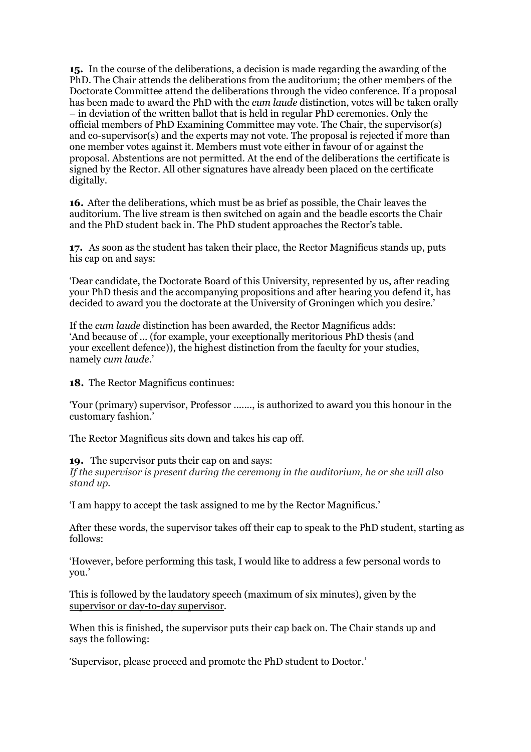**15.** In the course of the deliberations, a decision is made regarding the awarding of the PhD. The Chair attends the deliberations from the auditorium; the other members of the Doctorate Committee attend the deliberations through the video conference. If a proposal has been made to award the PhD with the *cum laude* distinction, votes will be taken orally – in deviation of the written ballot that is held in regular PhD ceremonies. Only the official members of PhD Examining Committee may vote. The Chair, the supervisor(s) and co-supervisor(s) and the experts may not vote. The proposal is rejected if more than one member votes against it. Members must vote either in favour of or against the proposal. Abstentions are not permitted. At the end of the deliberations the certificate is signed by the Rector. All other signatures have already been placed on the certificate digitally.

**16.** After the deliberations, which must be as brief as possible, the Chair leaves the auditorium. The live stream is then switched on again and the beadle escorts the Chair and the PhD student back in. The PhD student approaches the Rector's table.

**17.** As soon as the student has taken their place, the Rector Magnificus stands up, puts his cap on and says:

'Dear candidate, the Doctorate Board of this University, represented by us, after reading your PhD thesis and the accompanying propositions and after hearing you defend it, has decided to award you the doctorate at the University of Groningen which you desire.'

If the *cum laude* distinction has been awarded, the Rector Magnificus adds:
'And because of ... (for example, your exceptionally meritorious PhD thesis (and your excellent defence)), the highest distinction from the faculty for your studies, namely *cum laude*.'

**18.** The Rector Magnificus continues:

'Your (primary) supervisor, Professor ......., is authorized to award you this honour in the customary fashion.'

The Rector Magnificus sits down and takes his cap off.

**19.** The supervisor puts their cap on and says:
*If the supervisor is present during the ceremony in the auditorium, he or she will also stand up.*

'I am happy to accept the task assigned to me by the Rector Magnificus.'

After these words, the supervisor takes off their cap to speak to the PhD student, starting as follows:

'However, before performing this task, I would like to address a few personal words to you.'

This is followed by the laudatory speech (maximum of six minutes), given by the supervisor or day-to-day supervisor.

When this is finished, the supervisor puts their cap back on. The Chair stands up and says the following:

'Supervisor, please proceed and promote the PhD student to Doctor.'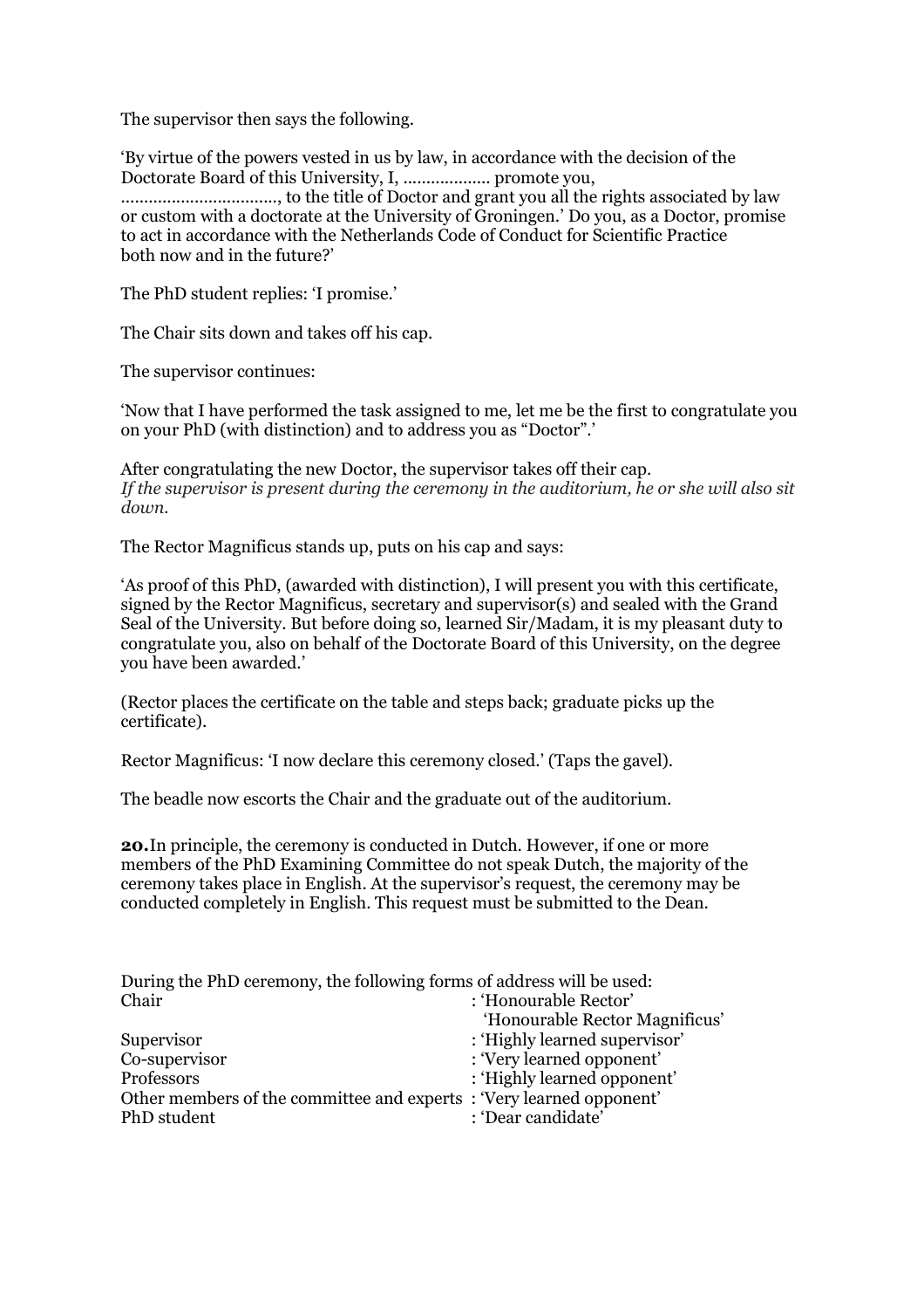The supervisor then says the following.

'By virtue of the powers vested in us by law, in accordance with the decision of the Doctorate Board of this University, I, ………………. promote you, ……………………………, to the title of Doctor and grant you all the rights associated by law or custom with a doctorate at the University of Groningen.' Do you, as a Doctor, promise to act in accordance with the Netherlands Code of Conduct for Scientific Practice both now and in the future?'

The PhD student replies: 'I promise.'

The Chair sits down and takes off his cap.

The supervisor continues:

'Now that I have performed the task assigned to me, let me be the first to congratulate you on your PhD (with distinction) and to address you as "Doctor".'

After congratulating the new Doctor, the supervisor takes off their cap.
*If the supervisor is present during the ceremony in the auditorium, he or she will also sit down.*

The Rector Magnificus stands up, puts on his cap and says:

'As proof of this PhD, (awarded with distinction), I will present you with this certificate, signed by the Rector Magnificus, secretary and supervisor(s) and sealed with the Grand Seal of the University. But before doing so, learned Sir/Madam, it is my pleasant duty to congratulate you, also on behalf of the Doctorate Board of this University, on the degree you have been awarded.'

(Rector places the certificate on the table and steps back; graduate picks up the certificate).

Rector Magnificus: 'I now declare this ceremony closed.' (Taps the gavel).

The beadle now escorts the Chair and the graduate out of the auditorium.

**20.** In principle, the ceremony is conducted in Dutch. However, if one or more members of the PhD Examining Committee do not speak Dutch, the majority of the ceremony takes place in English. At the supervisor's request, the ceremony may be conducted completely in English. This request must be submitted to the Dean.

During the PhD ceremony, the following forms of address will be used:

| | |
|---|---|
| Chair | : 'Honourable Rector' 'Honourable Rector Magnificus' |
| Supervisor | : 'Highly learned supervisor' |
| Co-supervisor | : 'Very learned opponent' |
| Professors | : 'Highly learned opponent' |
| Other members of the committee and experts | : 'Very learned opponent' |
| PhD student | : 'Dear candidate' |